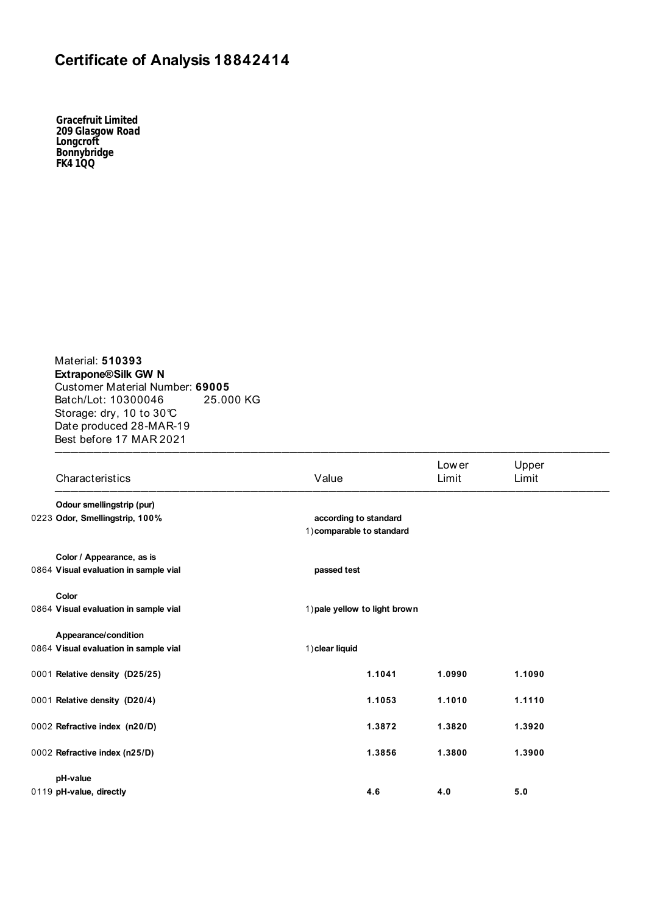# Certificate of Analysis 18842414

**Gracefruit Limited**
**209 Glasgow Road**
**Longcroft**
**Bonnybridge**
**FK4 1QQ**

Material: **510393**
**Extrapone®Silk GW N**
Customer Material Number: **69005**
Batch/Lot: 10300046 25.000 KG
Storage: dry, 10 to 30℃
Date produced 28-MAR-19
Best before 17 MAR 2021

| Characteristics | Value | Lower Limit | Upper Limit |
|---|---|---|---|
| **Odour smellingstrip (pur)** | | | |
| 0223 **Odor, Smellingstrip, 100%** | **according to standard** 1) **comparable to standard** | | |
| **Color / Appearance, as is** | | | |
| 0864 **Visual evaluation in sample vial** | **passed test** | | |
| **Color** | | | |
| 0864 **Visual evaluation in sample vial** | 1) **pale yellow to light brown** | | |
| **Appearance/condition** | | | |
| 0864 **Visual evaluation in sample vial** | 1) **clear liquid** | | |
| 0001 **Relative density (D25/25)** | **1.1041** | **1.0990** | **1.1090** |
| 0001 **Relative density (D20/4)** | **1.1053** | **1.1010** | **1.1110** |
| 0002 **Refractive index (n20/D)** | **1.3872** | **1.3820** | **1.3920** |
| 0002 **Refractive index (n25/D)** | **1.3856** | **1.3800** | **1.3900** |
| **pH-value** | | | |
| 0119 **pH-value, directly** | **4.6** | **4.0** | **5.0** |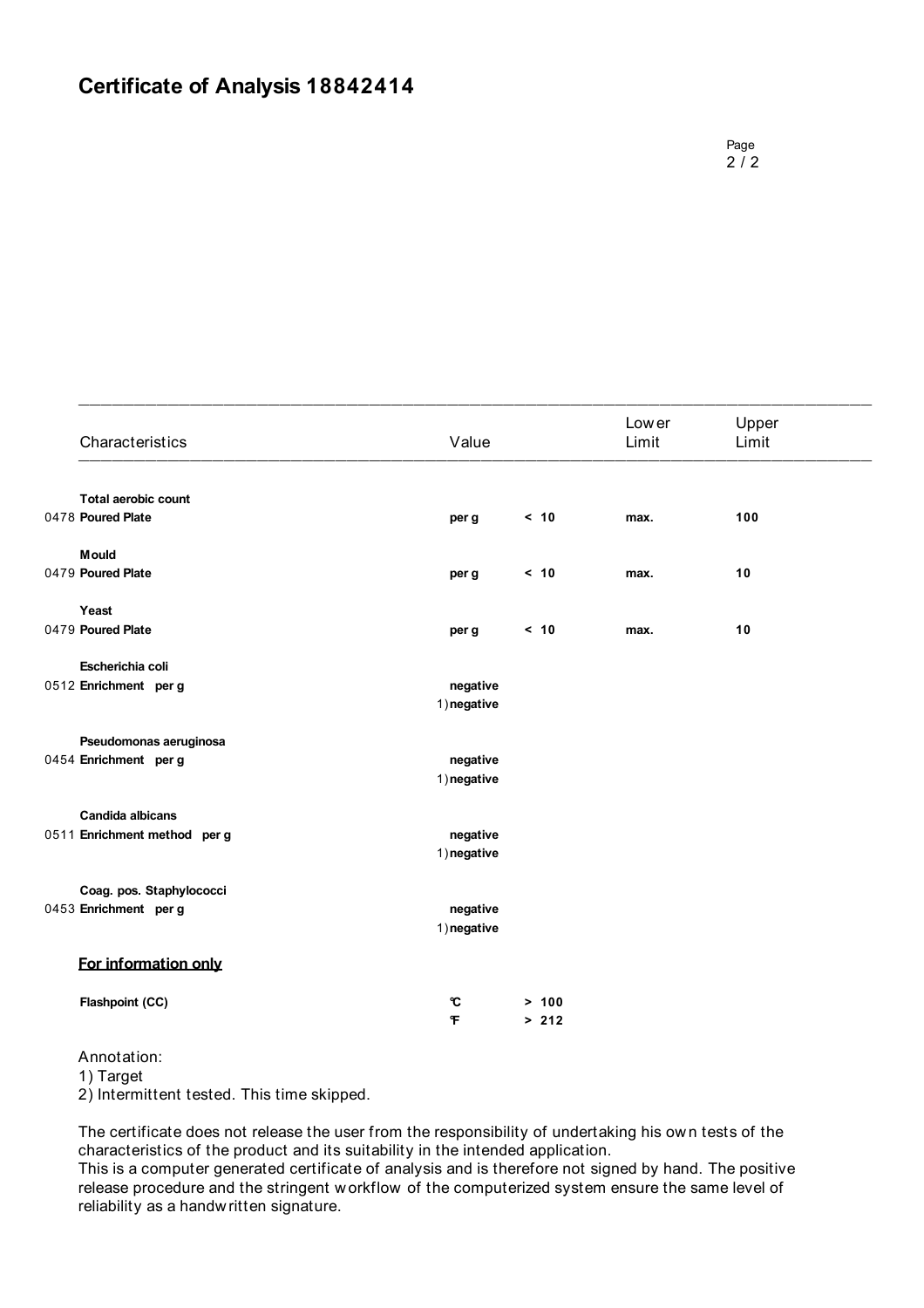# Certificate of Analysis 18842414

| | Characteristics | Value | | Lower Limit | Upper Limit |
|---|---|---|---|---|---|
| | **Total aerobic count** | | | | |
| 0478 | **Poured Plate** | **per g** | **< 10** | **max.** | **100** |
| | **Mould** | | | | |
| 0479 | **Poured Plate** | **per g** | **< 10** | **max.** | **10** |
| | **Yeast** | | | | |
| 0479 | **Poured Plate** | **per g** | **< 10** | **max.** | **10** |
| | **Escherichia coli** | | | | |
| 0512 | **Enrichment per g** | **negative** | | | |
| | | 1) **negative** | | | |
| | **Pseudomonas aeruginosa** | | | | |
| 0454 | **Enrichment per g** | **negative** | | | |
| | | 1) **negative** | | | |
| | **Candida albicans** | | | | |
| 0511 | **Enrichment method per g** | **negative** | | | |
| | | 1) **negative** | | | |
| | **Coag. pos. Staphylococci** | | | | |
| 0453 | **Enrichment per g** | **negative** | | | |
| | | 1) **negative** | | | |

**For information only**

| | | | |
|---|---|---|---|
| **Flashpoint (CC)** | **°C** | **> 100** |
| | **°F** | **> 212** |

Annotation:
1) Target
2) Intermittent tested. This time skipped.

The certificate does not release the user from the responsibility of undertaking his own tests of the characteristics of the product and its suitability in the intended application.
This is a computer generated certificate of analysis and is therefore not signed by hand. The positive release procedure and the stringent workflow of the computerized system ensure the same level of reliability as a handwritten signature.